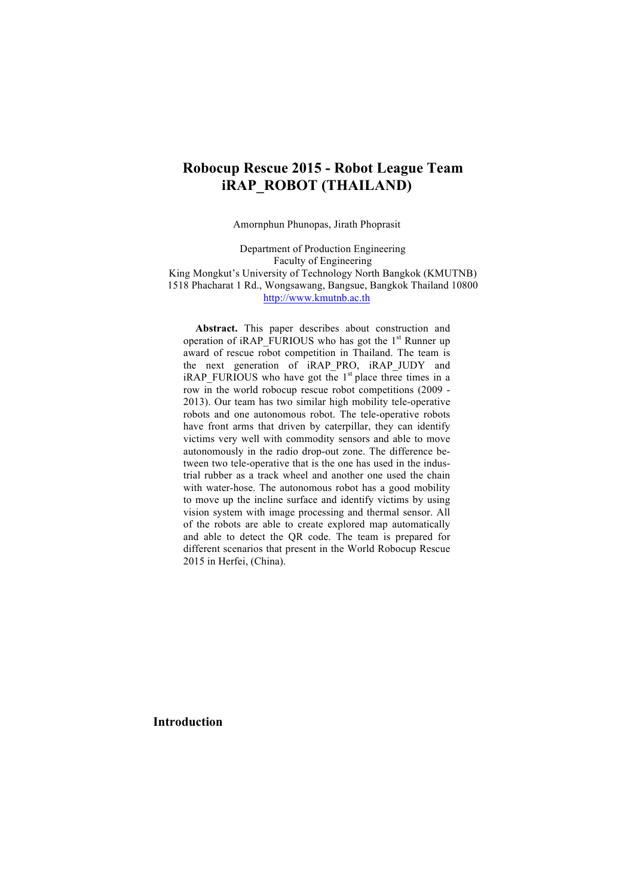# Robocup Rescue 2015 - Robot League Team iRAP_ROBOT (THAILAND)

Amornphun Phunopas, Jirath Phoprasit

Department of Production Engineering
Faculty of Engineering
King Mongkut's University of Technology North Bangkok (KMUTNB)
1518 Phacharat 1 Rd., Wongsawang, Bangsue, Bangkok Thailand 10800
http://www.kmutnb.ac.th

**Abstract.** This paper describes about construction and operation of iRAP_FURIOUS who has got the 1st Runner up award of rescue robot competition in Thailand. The team is the next generation of iRAP_PRO, iRAP_JUDY and iRAP_FURIOUS who have got the 1st place three times in a row in the world robocup rescue robot competitions (2009 - 2013). Our team has two similar high mobility tele-operative robots and one autonomous robot. The tele-operative robots have front arms that driven by caterpillar, they can identify victims very well with commodity sensors and able to move autonomously in the radio drop-out zone. The difference between two tele-operative that is the one has used in the industrial rubber as a track wheel and another one used the chain with water-hose. The autonomous robot has a good mobility to move up the incline surface and identify victims by using vision system with image processing and thermal sensor. All of the robots are able to create explored map automatically and able to detect the QR code. The team is prepared for different scenarios that present in the World Robocup Rescue 2015 in Herfei, (China).

## Introduction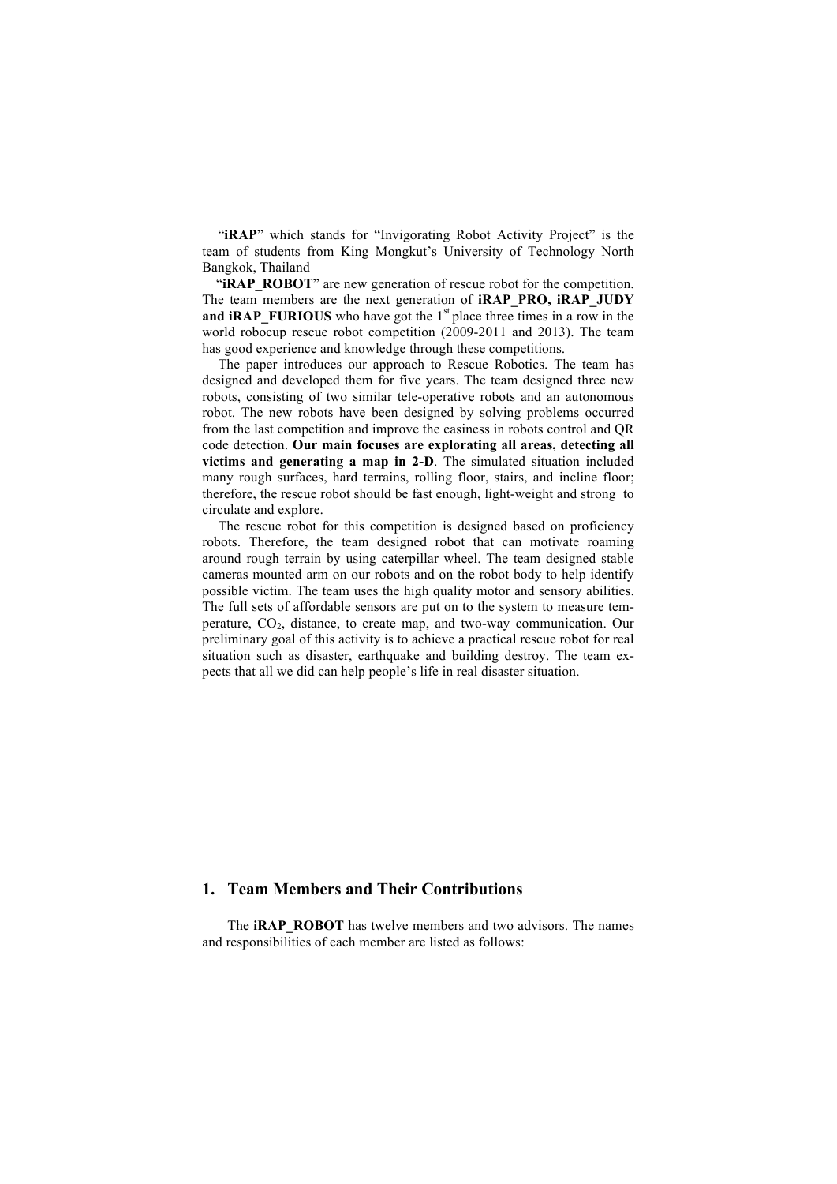"**iRAP**" which stands for "Invigorating Robot Activity Project" is the team of students from King Mongkut's University of Technology North Bangkok, Thailand

"**iRAP_ROBOT**" are new generation of rescue robot for the competition. The team members are the next generation of **iRAP_PRO, iRAP_JUDY and iRAP_FURIOUS** who have got the 1st place three times in a row in the world robocup rescue robot competition (2009-2011 and 2013). The team has good experience and knowledge through these competitions.

The paper introduces our approach to Rescue Robotics. The team has designed and developed them for five years. The team designed three new robots, consisting of two similar tele-operative robots and an autonomous robot. The new robots have been designed by solving problems occurred from the last competition and improve the easiness in robots control and QR code detection. **Our main focuses are explorating all areas, detecting all victims and generating a map in 2-D**. The simulated situation included many rough surfaces, hard terrains, rolling floor, stairs, and incline floor; therefore, the rescue robot should be fast enough, light-weight and strong to circulate and explore.

The rescue robot for this competition is designed based on proficiency robots. Therefore, the team designed robot that can motivate roaming around rough terrain by using caterpillar wheel. The team designed stable cameras mounted arm on our robots and on the robot body to help identify possible victim. The team uses the high quality motor and sensory abilities. The full sets of affordable sensors are put on to the system to measure temperature, $CO_2$, distance, to create map, and two-way communication. Our preliminary goal of this activity is to achieve a practical rescue robot for real situation such as disaster, earthquake and building destroy. The team expects that all we did can help people's life in real disaster situation.

## 1. Team Members and Their Contributions

The **iRAP_ROBOT** has twelve members and two advisors. The names and responsibilities of each member are listed as follows: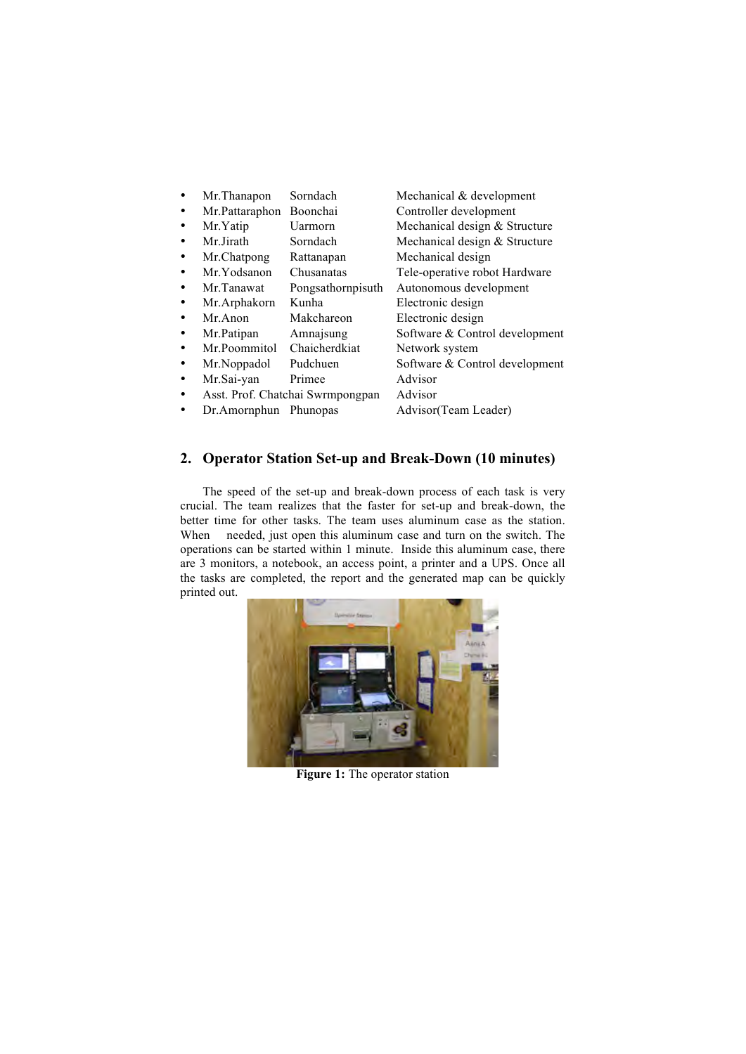- Mr.Thanapon Sorndach Mechanical & development
- Mr.Pattaraphon Boonchai Controller development
- Mr.Yatip Uarmorn Mechanical design & Structure
- Mr.Jirath Sorndach Mechanical design & Structure
- Mr.Chatpong Rattanapan Mechanical design
- Mr.Yodsanon Chusanatas Tele-operative robot Hardware
- Mr.Tanawat Pongsathornpisuth Autonomous development
- Mr.Arphakorn Kunha Electronic design
- Mr.Anon Makchareon Electronic design
- Mr.Patipan Amnajsung Software & Control development
- Mr.Poommitol Chaicherdkiat Network system
- Mr.Noppadol Pudchuen Software & Control development
- Mr.Sai-yan Primee Advisor
- Asst. Prof. Chatchai Swrmpongpan Advisor
- Dr.Amornphun Phunopas Advisor(Team Leader)

## 2. Operator Station Set-up and Break-Down (10 minutes)

The speed of the set-up and break-down process of each task is very crucial. The team realizes that the faster for set-up and break-down, the better time for other tasks. The team uses aluminum case as the station. When needed, just open this aluminum case and turn on the switch. The operations can be started within 1 minute. Inside this aluminum case, there are 3 monitors, a notebook, an access point, a printer and a UPS. Once all the tasks are completed, the report and the generated map can be quickly printed out.

**Figure 1:** The operator station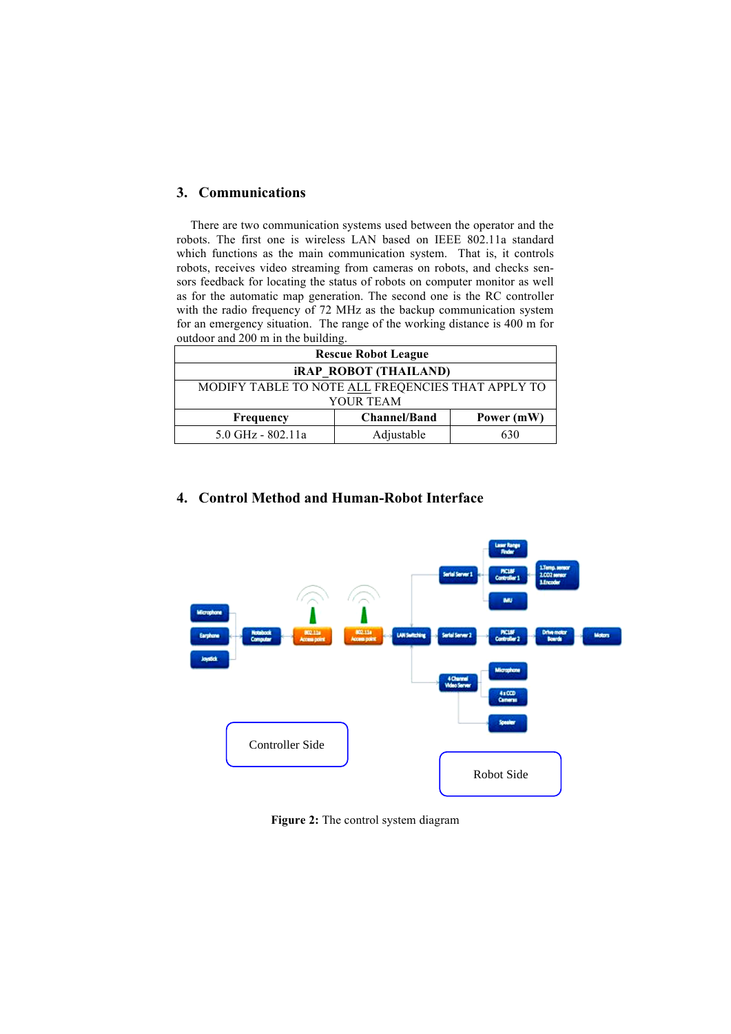## 3. Communications

There are two communication systems used between the operator and the robots. The first one is wireless LAN based on IEEE 802.11a standard which functions as the main communication system. That is, it controls robots, receives video streaming from cameras on robots, and checks sensors feedback for locating the status of robots on computer monitor as well as for the automatic map generation. The second one is the RC controller with the radio frequency of 72 MHz as the backup communication system for an emergency situation. The range of the working distance is 400 m for outdoor and 200 m in the building.

| **Rescue Robot League** | | |
|---|---|---|
| **iRAP_ROBOT (THAILAND)** | | |
| MODIFY TABLE TO NOTE ALL FREQENCIES THAT APPLY TO YOUR TEAM | | |
| **Frequency** | **Channel/Band** | **Power (mW)** |
| 5.0 GHz - 802.11a | Adjustable | 630 |

## 4. Control Method and Human-Robot Interface

Controller Side

Robot Side

**Figure 2:** The control system diagram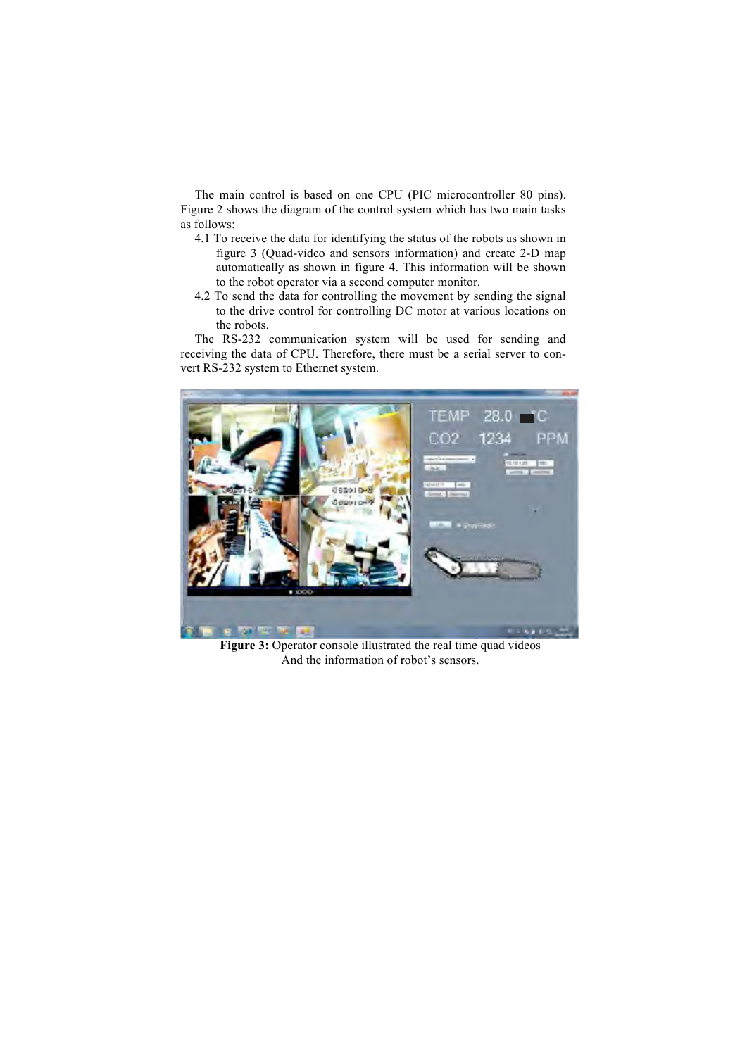The main control is based on one CPU (PIC microcontroller 80 pins). Figure 2 shows the diagram of the control system which has two main tasks as follows:

4.1 To receive the data for identifying the status of the robots as shown in figure 3 (Quad-video and sensors information) and create 2-D map automatically as shown in figure 4. This information will be shown to the robot operator via a second computer monitor.

4.2 To send the data for controlling the movement by sending the signal to the drive control for controlling DC motor at various locations on the robots.

The RS-232 communication system will be used for sending and receiving the data of CPU. Therefore, there must be a serial server to convert RS-232 system to Ethernet system.

**Figure 3:** Operator console illustrated the real time quad videos And the information of robot's sensors.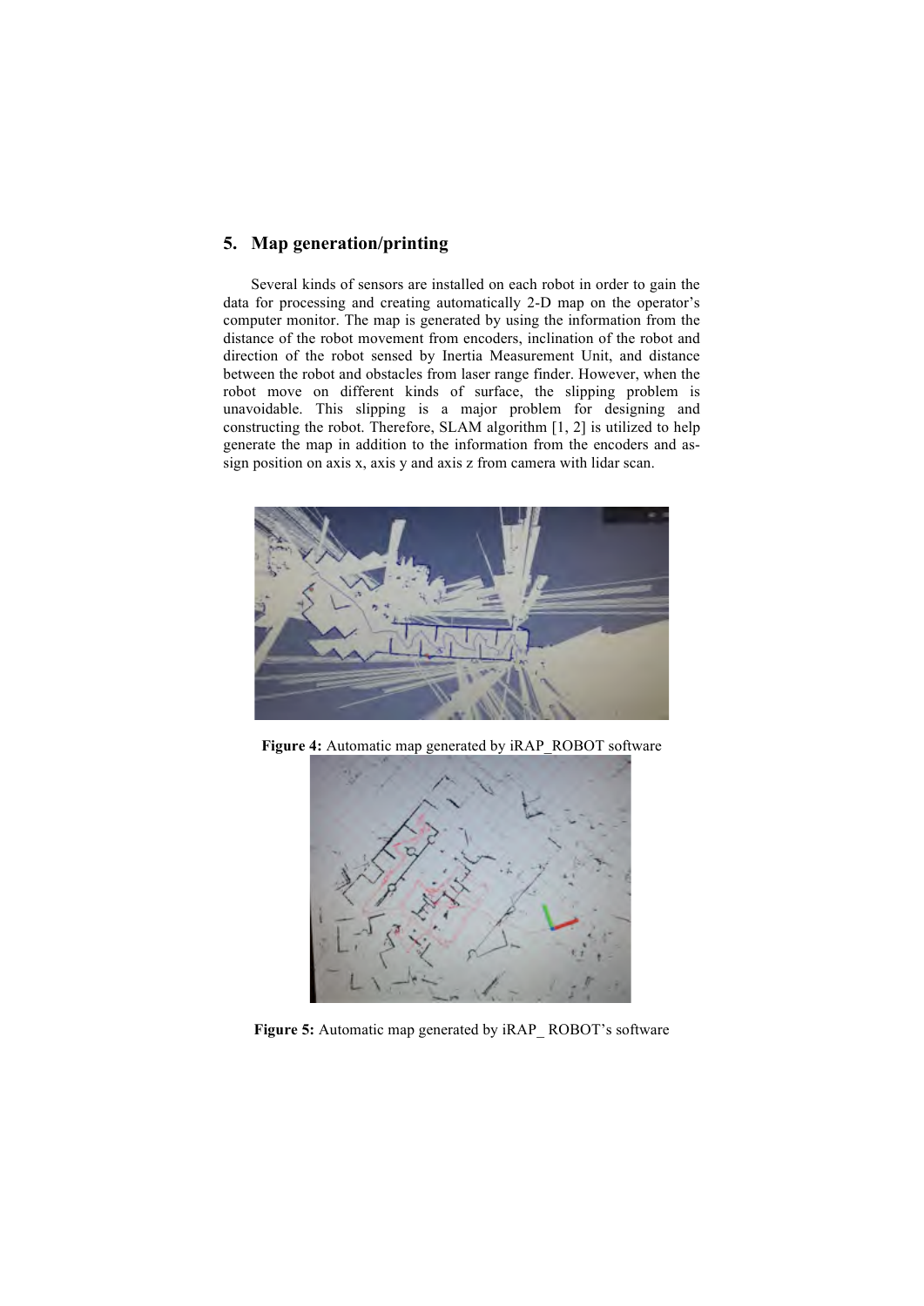## 5. Map generation/printing

Several kinds of sensors are installed on each robot in order to gain the data for processing and creating automatically 2-D map on the operator's computer monitor. The map is generated by using the information from the distance of the robot movement from encoders, inclination of the robot and direction of the robot sensed by Inertia Measurement Unit, and distance between the robot and obstacles from laser range finder. However, when the robot move on different kinds of surface, the slipping problem is unavoidable. This slipping is a major problem for designing and constructing the robot. Therefore, SLAM algorithm [1, 2] is utilized to help generate the map in addition to the information from the encoders and assign position on axis x, axis y and axis z from camera with lidar scan.

**Figure 4:** Automatic map generated by iRAP_ROBOT software

**Figure 5:** Automatic map generated by iRAP_ ROBOT's software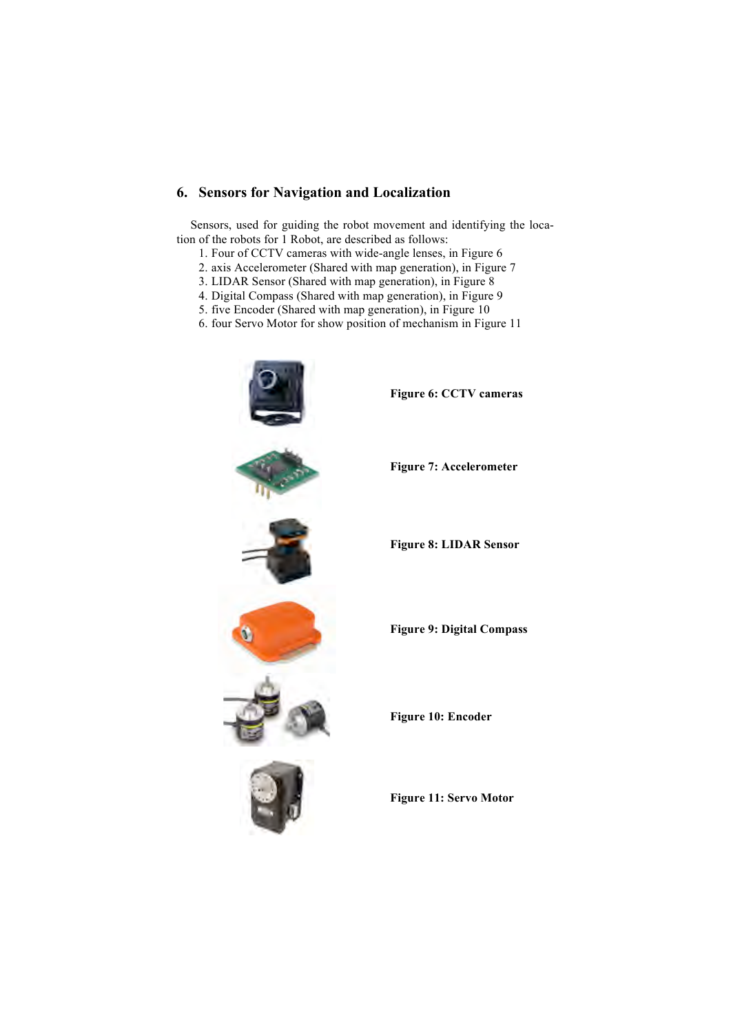## 6. Sensors for Navigation and Localization

Sensors, used for guiding the robot movement and identifying the location of the robots for 1 Robot, are described as follows:

1. Four of CCTV cameras with wide-angle lenses, in Figure 6
2. axis Accelerometer (Shared with map generation), in Figure 7
3. LIDAR Sensor (Shared with map generation), in Figure 8
4. Digital Compass (Shared with map generation), in Figure 9
5. five Encoder (Shared with map generation), in Figure 10
6. four Servo Motor for show position of mechanism in Figure 11

**Figure 6: CCTV cameras**

**Figure 7: Accelerometer**

**Figure 8: LIDAR Sensor**

**Figure 9: Digital Compass**

**Figure 10: Encoder**

**Figure 11: Servo Motor**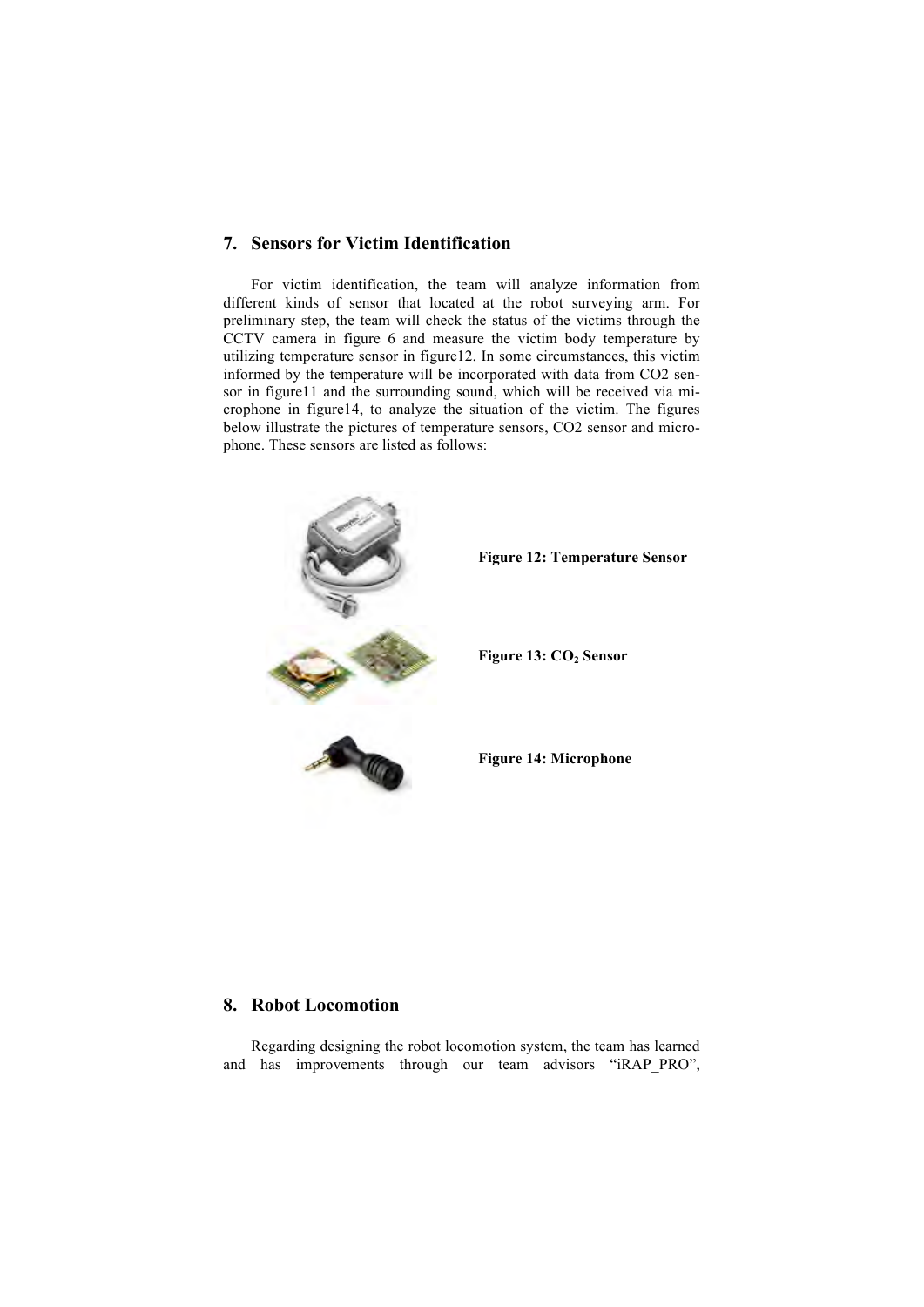## 7. Sensors for Victim Identification

For victim identification, the team will analyze information from different kinds of sensor that located at the robot surveying arm. For preliminary step, the team will check the status of the victims through the CCTV camera in figure 6 and measure the victim body temperature by utilizing temperature sensor in figure12. In some circumstances, this victim informed by the temperature will be incorporated with data from CO2 sensor in figure11 and the surrounding sound, which will be received via microphone in figure14, to analyze the situation of the victim. The figures below illustrate the pictures of temperature sensors, CO2 sensor and microphone. These sensors are listed as follows:

**Figure 12: Temperature Sensor**

**Figure 13: $CO_2$ Sensor**

**Figure 14: Microphone**

## 8. Robot Locomotion

Regarding designing the robot locomotion system, the team has learned and has improvements through our team advisors "iRAP_PRO",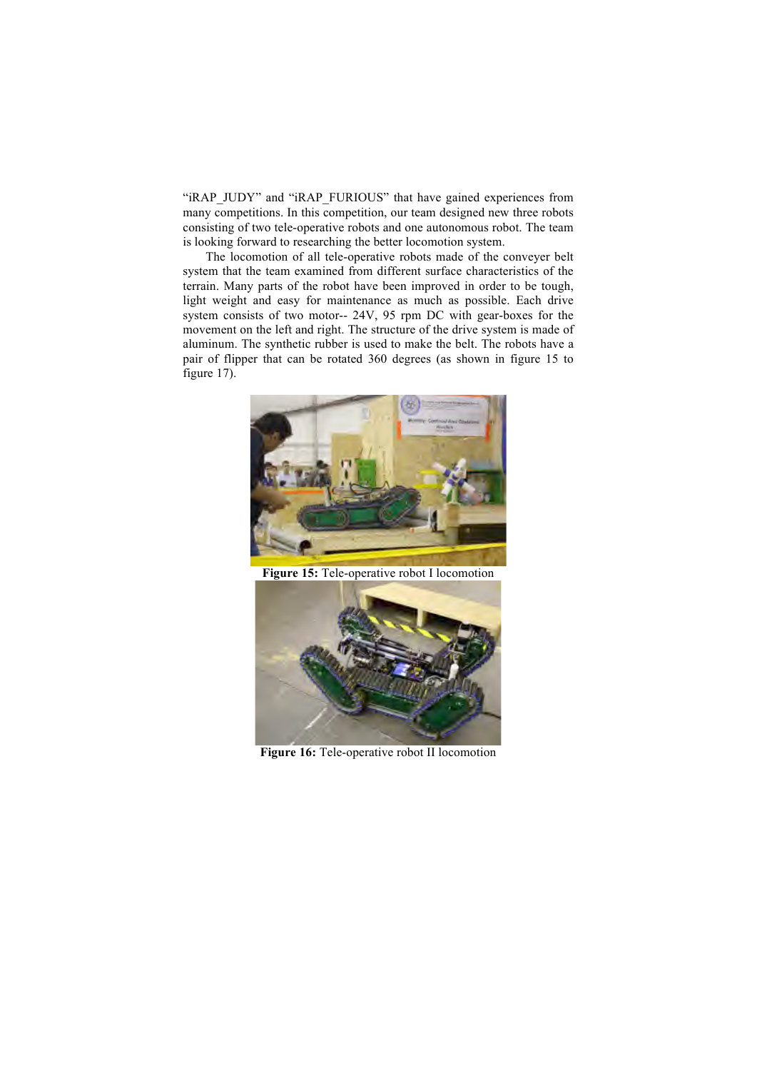"iRAP_JUDY" and "iRAP_FURIOUS" that have gained experiences from many competitions. In this competition, our team designed new three robots consisting of two tele-operative robots and one autonomous robot. The team is looking forward to researching the better locomotion system.

The locomotion of all tele-operative robots made of the conveyer belt system that the team examined from different surface characteristics of the terrain. Many parts of the robot have been improved in order to be tough, light weight and easy for maintenance as much as possible. Each drive system consists of two motor-- 24V, 95 rpm DC with gear-boxes for the movement on the left and right. The structure of the drive system is made of aluminum. The synthetic rubber is used to make the belt. The robots have a pair of flipper that can be rotated 360 degrees (as shown in figure 15 to figure 17).

**Figure 15:** Tele-operative robot I locomotion

**Figure 16:** Tele-operative robot II locomotion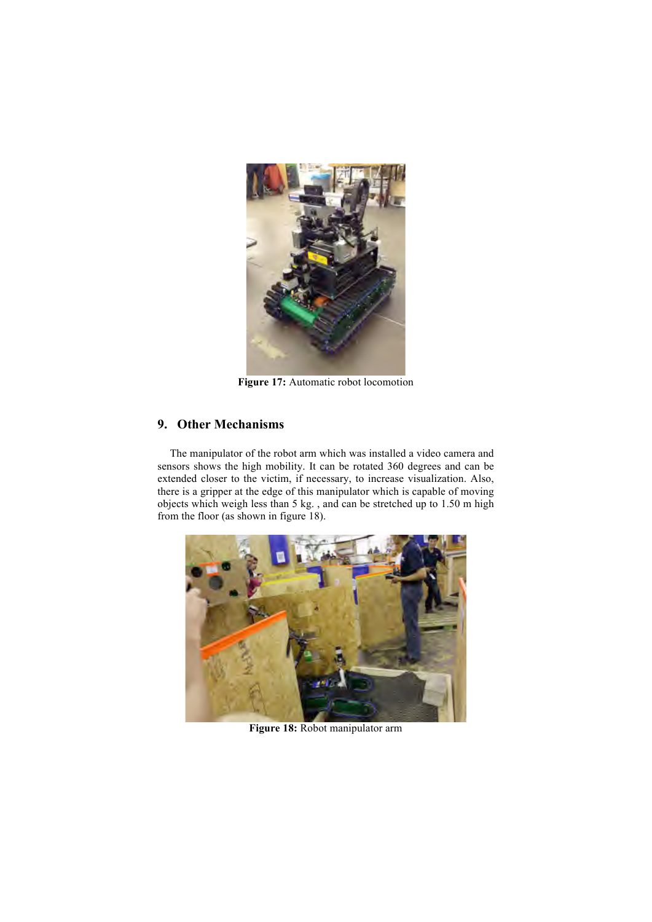**Figure 17:** Automatic robot locomotion

## 9. Other Mechanisms

The manipulator of the robot arm which was installed a video camera and sensors shows the high mobility. It can be rotated 360 degrees and can be extended closer to the victim, if necessary, to increase visualization. Also, there is a gripper at the edge of this manipulator which is capable of moving objects which weigh less than 5 kg. , and can be stretched up to 1.50 m high from the floor (as shown in figure 18).

**Figure 18:** Robot manipulator arm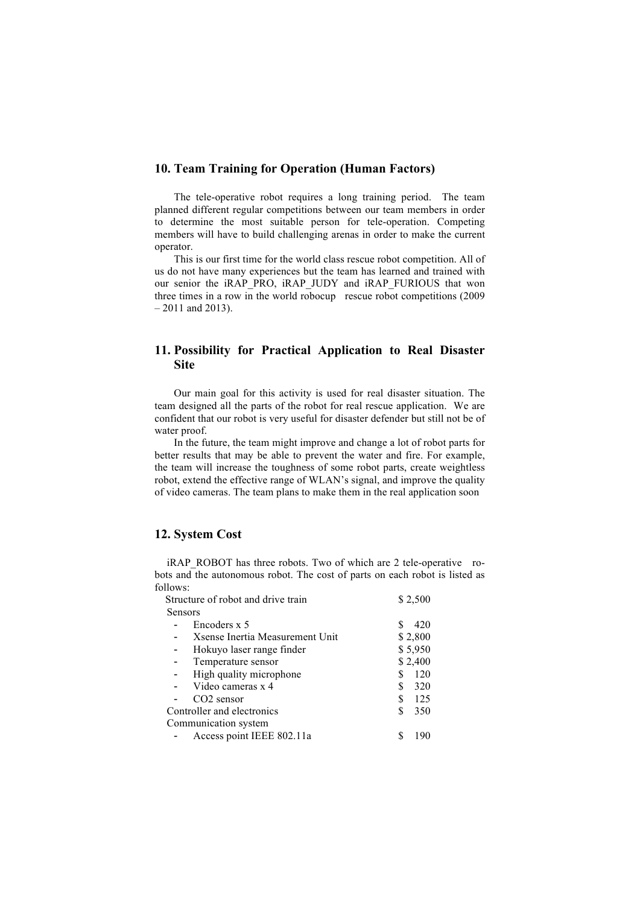## 10. Team Training for Operation (Human Factors)

The tele-operative robot requires a long training period. The team planned different regular competitions between our team members in order to determine the most suitable person for tele-operation. Competing members will have to build challenging arenas in order to make the current operator.

This is our first time for the world class rescue robot competition. All of us do not have many experiences but the team has learned and trained with our senior the iRAP_PRO, iRAP_JUDY and iRAP_FURIOUS that won three times in a row in the world robocup rescue robot competitions (2009 – 2011 and 2013).

## 11. Possibility for Practical Application to Real Disaster Site

Our main goal for this activity is used for real disaster situation. The team designed all the parts of the robot for real rescue application. We are confident that our robot is very useful for disaster defender but still not be of water proof.

In the future, the team might improve and change a lot of robot parts for better results that may be able to prevent the water and fire. For example, the team will increase the toughness of some robot parts, create weightless robot, extend the effective range of WLAN's signal, and improve the quality of video cameras. The team plans to make them in the real application soon

## 12. System Cost

iRAP_ROBOT has three robots. Two of which are 2 tele-operative robots and the autonomous robot. The cost of parts on each robot is listed as follows:

Structure of robot and drive train — $ 2,500

Sensors

- Encoders x 5 — $ 420
- Xsense Inertia Measurement Unit — $ 2,800
- Hokuyo laser range finder — $ 5,950
- Temperature sensor — $ 2,400
- High quality microphone — $ 120
- Video cameras x 4 — $ 320
- CO2 sensor — $ 125

Controller and electronics — $ 350

Communication system

- Access point IEEE 802.11a — $ 190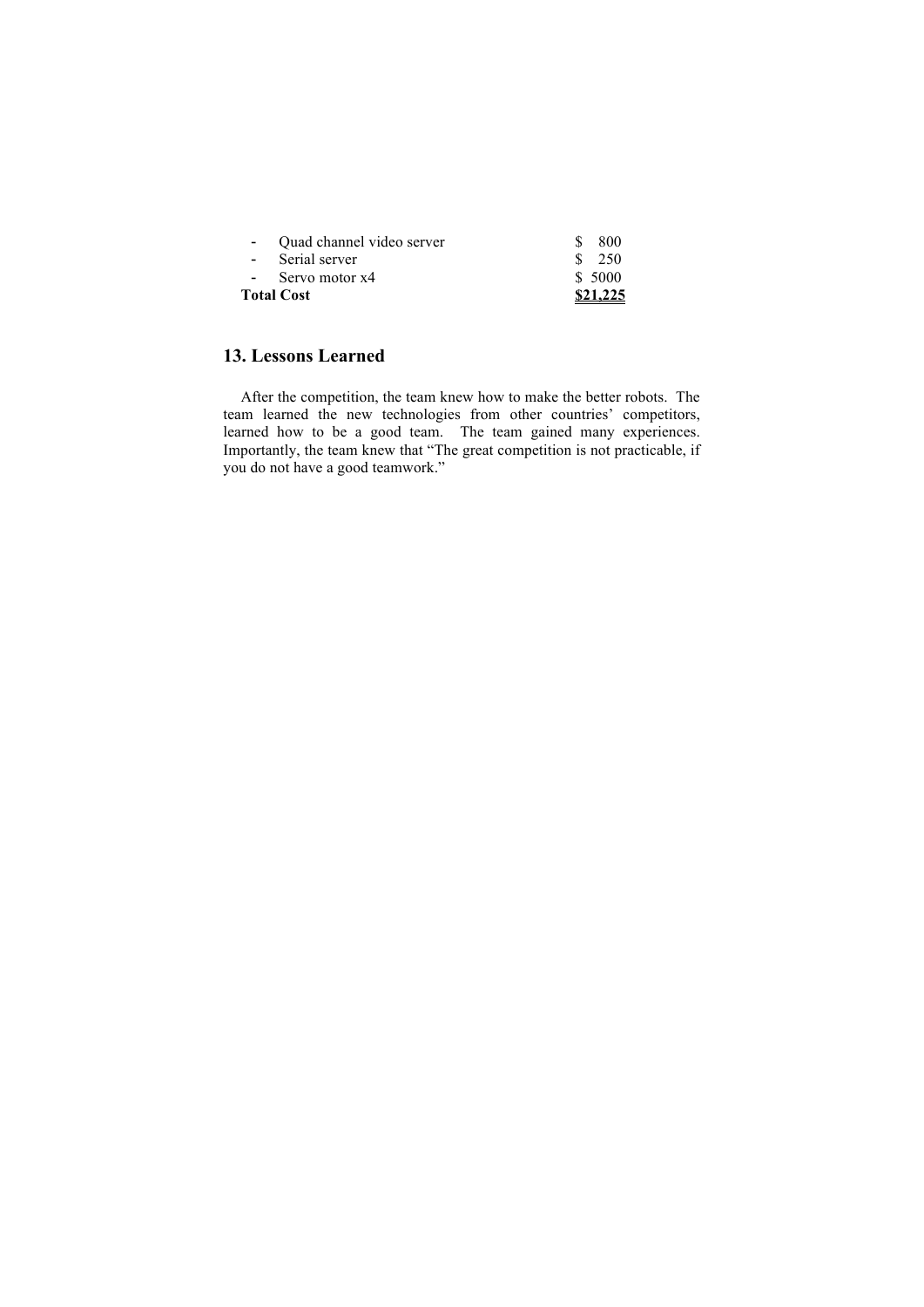- Quad channel video server $ 800
- Serial server $ 250
- Servo motor x4 $ 5000

**Total Cost** **<u>$21,225</u>**

## 13. Lessons Learned

After the competition, the team knew how to make the better robots. The team learned the new technologies from other countries' competitors, learned how to be a good team. The team gained many experiences. Importantly, the team knew that "The great competition is not practicable, if you do not have a good teamwork."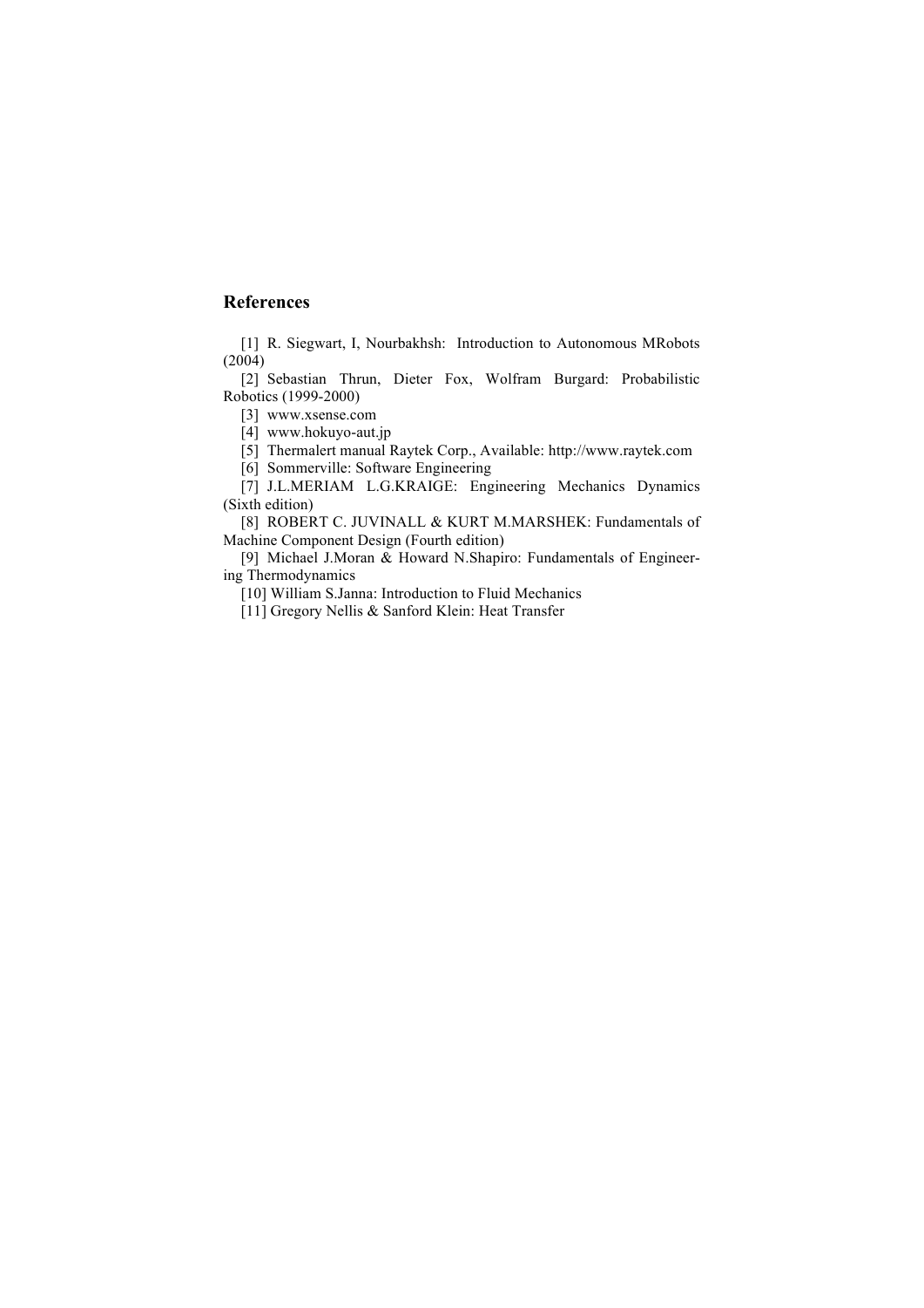## References

[1] R. Siegwart, I, Nourbakhsh: Introduction to Autonomous MRobots (2004)

[2] Sebastian Thrun, Dieter Fox, Wolfram Burgard: Probabilistic Robotics (1999-2000)

[3] www.xsense.com

[4] www.hokuyo-aut.jp

[5] Thermalert manual Raytek Corp., Available: http://www.raytek.com

[6] Sommerville: Software Engineering

[7] J.L.MERIAM L.G.KRAIGE: Engineering Mechanics Dynamics (Sixth edition)

[8] ROBERT C. JUVINALL & KURT M.MARSHEK: Fundamentals of Machine Component Design (Fourth edition)

[9] Michael J.Moran & Howard N.Shapiro: Fundamentals of Engineering Thermodynamics

[10] William S.Janna: Introduction to Fluid Mechanics

[11] Gregory Nellis & Sanford Klein: Heat Transfer